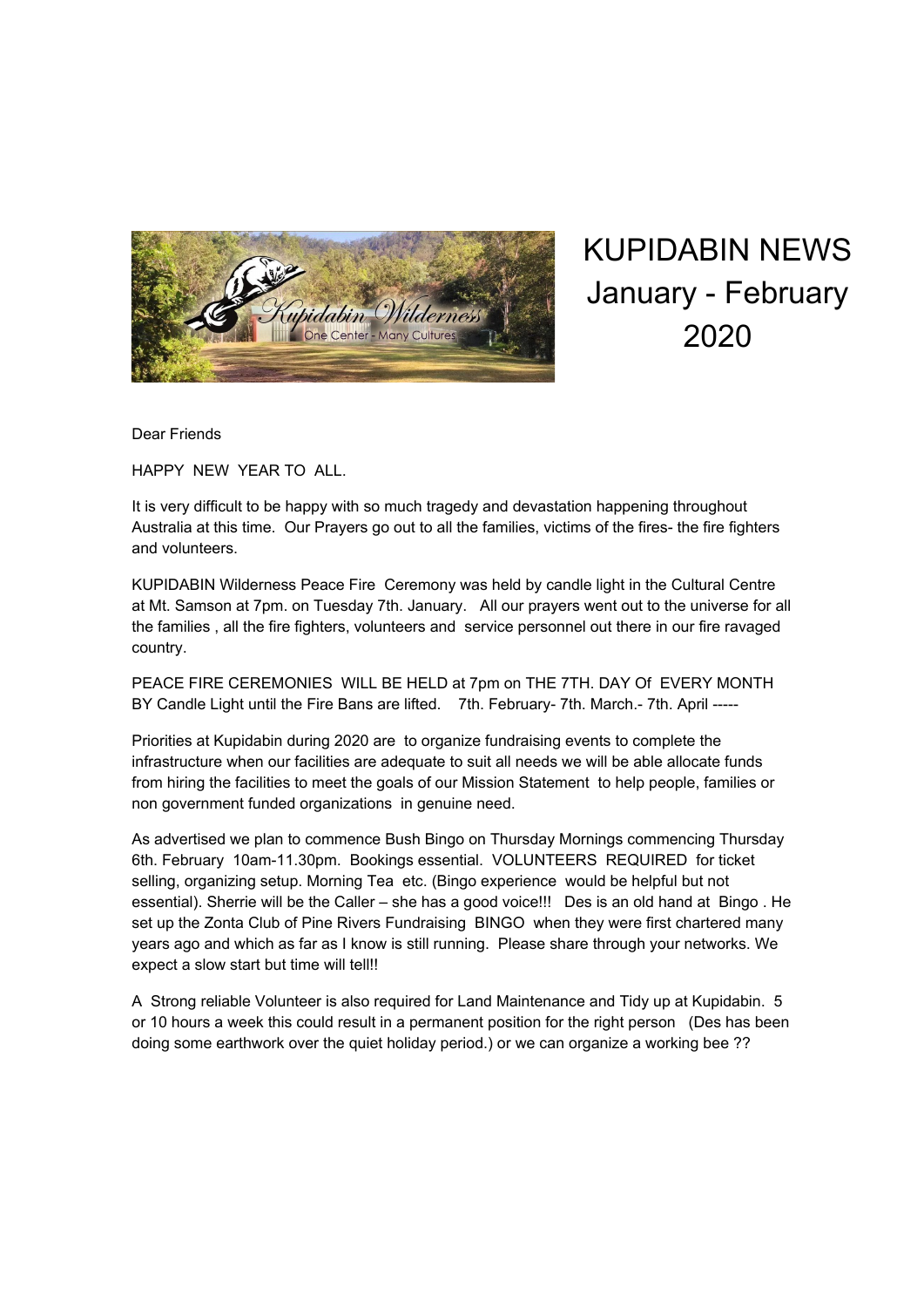# KUPIDABIN NEWS January - February 2020

Dear Friends

HAPPY NEW YEAR TO ALL.

It is very difficult to be happy with so much tragedy and devastation happening throughout Australia at this time. Our Prayers go out to all the families, victims of the fires- the fire fighters and volunteers.

KUPIDABIN Wilderness Peace Fire Ceremony was held by candle light in the Cultural Centre at Mt. Samson at 7pm. on Tuesday 7th. January. All our prayers went out to the universe for all the families , all the fire fighters, volunteers and service personnel out there in our fire ravaged country.

PEACE FIRE CEREMONIES WILL BE HELD at 7pm on THE 7TH. DAY Of EVERY MONTH BY Candle Light until the Fire Bans are lifted. 7th. February- 7th. March.- 7th. April -----

Priorities at Kupidabin during 2020 are to organize fundraising events to complete the infrastructure when our facilities are adequate to suit all needs we will be able allocate funds from hiring the facilities to meet the goals of our Mission Statement to help people, families or non government funded organizations in genuine need.

As advertised we plan to commence Bush Bingo on Thursday Mornings commencing Thursday 6th. February 10am-11.30pm. Bookings essential. VOLUNTEERS REQUIRED for ticket selling, organizing setup. Morning Tea etc. (Bingo experience would be helpful but not essential). Sherrie will be the Caller – she has a good voice!!! Des is an old hand at Bingo . He set up the Zonta Club of Pine Rivers Fundraising BINGO when they were first chartered many years ago and which as far as I know is still running. Please share through your networks. We expect a slow start but time will tell!!

A Strong reliable Volunteer is also required for Land Maintenance and Tidy up at Kupidabin. 5 or 10 hours a week this could result in a permanent position for the right person (Des has been doing some earthwork over the quiet holiday period.) or we can organize a working bee ??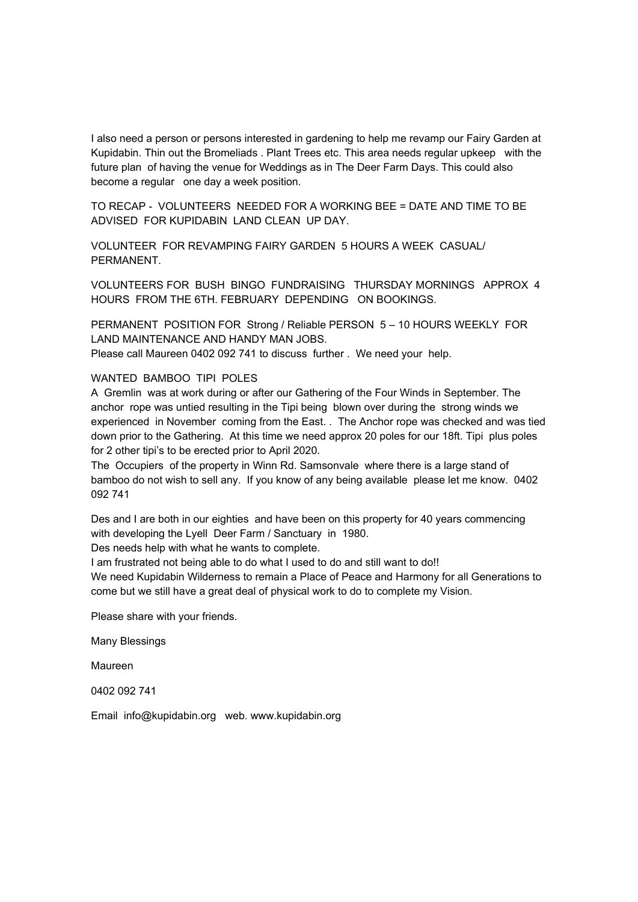I also need a person or persons interested in gardening to help me revamp our Fairy Garden at Kupidabin. Thin out the Bromeliads . Plant Trees etc. This area needs regular upkeep with the future plan of having the venue for Weddings as in The Deer Farm Days. This could also become a regular one day a week position.

TO RECAP - VOLUNTEERS NEEDED FOR A WORKING BEE = DATE AND TIME TO BE ADVISED FOR KUPIDABIN LAND CLEAN UP DAY.

VOLUNTEER FOR REVAMPING FAIRY GARDEN 5 HOURS A WEEK CASUAL/ PERMANENT.

VOLUNTEERS FOR BUSH BINGO FUNDRAISING THURSDAY MORNINGS APPROX 4 HOURS FROM THE 6TH. FEBRUARY DEPENDING ON BOOKINGS.

PERMANENT POSITION FOR Strong / Reliable PERSON 5 – 10 HOURS WEEKLY FOR LAND MAINTENANCE AND HANDY MAN JOBS.
Please call Maureen 0402 092 741 to discuss further . We need your help.

WANTED BAMBOO TIPI POLES
A Gremlin was at work during or after our Gathering of the Four Winds in September. The anchor rope was untied resulting in the Tipi being blown over during the strong winds we experienced in November coming from the East. . The Anchor rope was checked and was tied down prior to the Gathering. At this time we need approx 20 poles for our 18ft. Tipi plus poles for 2 other tipi's to be erected prior to April 2020.
The Occupiers of the property in Winn Rd. Samsonvale where there is a large stand of bamboo do not wish to sell any. If you know of any being available please let me know. 0402 092 741

Des and I are both in our eighties and have been on this property for 40 years commencing with developing the Lyell Deer Farm / Sanctuary in 1980.
Des needs help with what he wants to complete.
I am frustrated not being able to do what I used to do and still want to do!!
We need Kupidabin Wilderness to remain a Place of Peace and Harmony for all Generations to come but we still have a great deal of physical work to do to complete my Vision.

Please share with your friends.

Many Blessings

Maureen

0402 092 741

Email info@kupidabin.org web. www.kupidabin.org